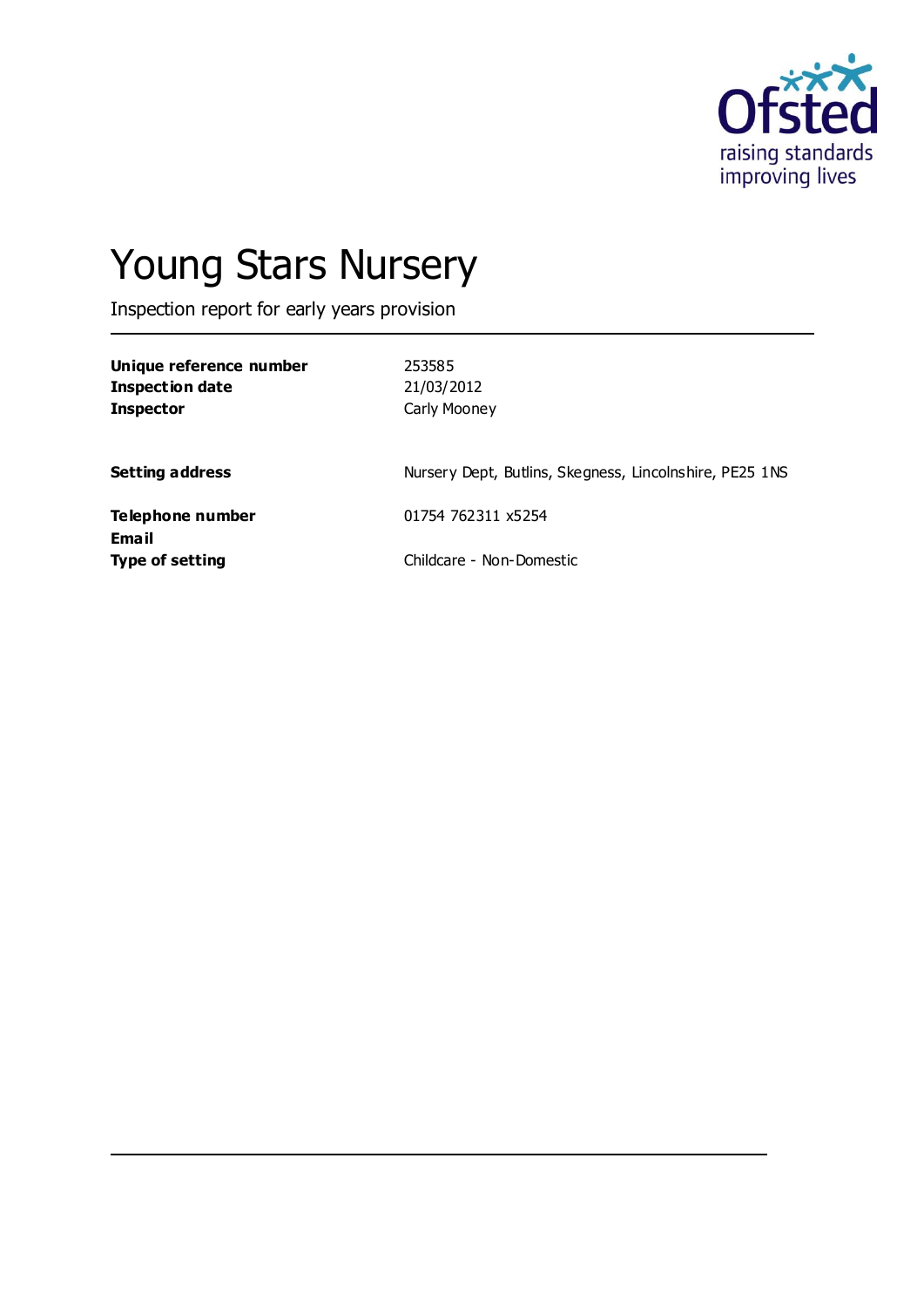# Young Stars Nursery

Inspection report for early years provision

| | |
|---|---|
| **Unique reference number** | 253585 |
| **Inspection date** | 21/03/2012 |
| **Inspector** | Carly Mooney |
| | |
| **Setting address** | Nursery Dept, Butlins, Skegness, Lincolnshire, PE25 1NS |
| | |
| **Telephone number** | 01754 762311 x5254 |
| **Email** | |
| **Type of setting** | Childcare - Non-Domestic |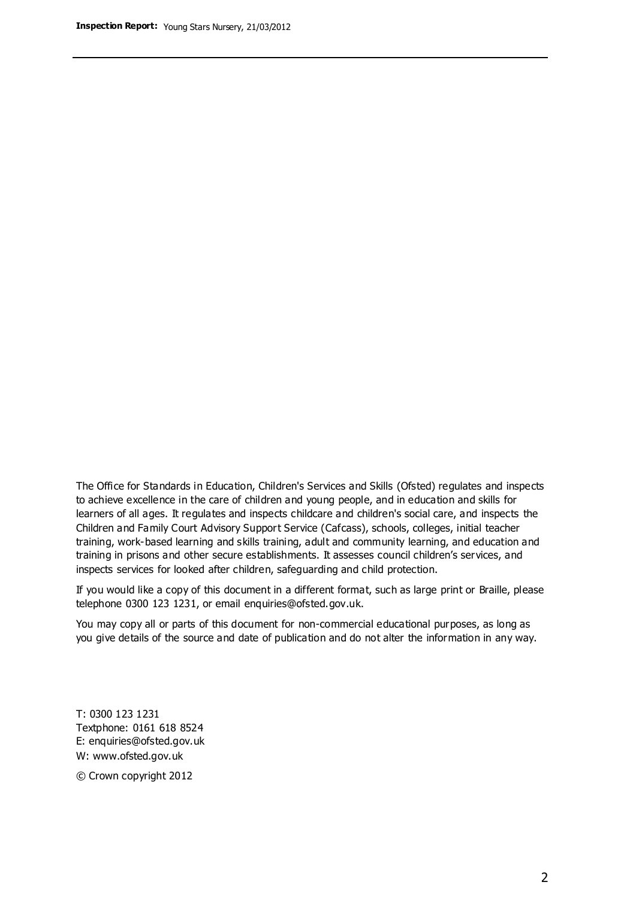The Office for Standards in Education, Children's Services and Skills (Ofsted) regulates and inspects to achieve excellence in the care of children and young people, and in education and skills for learners of all ages. It regulates and inspects childcare and children's social care, and inspects the Children and Family Court Advisory Support Service (Cafcass), schools, colleges, initial teacher training, work-based learning and skills training, adult and community learning, and education and training in prisons and other secure establishments. It assesses council children's services, and inspects services for looked after children, safeguarding and child protection.

If you would like a copy of this document in a different format, such as large print or Braille, please telephone 0300 123 1231, or email enquiries@ofsted.gov.uk.

You may copy all or parts of this document for non-commercial educational purposes, as long as you give details of the source and date of publication and do not alter the information in any way.

T: 0300 123 1231
Textphone: 0161 618 8524
E: enquiries@ofsted.gov.uk
W: www.ofsted.gov.uk

© Crown copyright 2012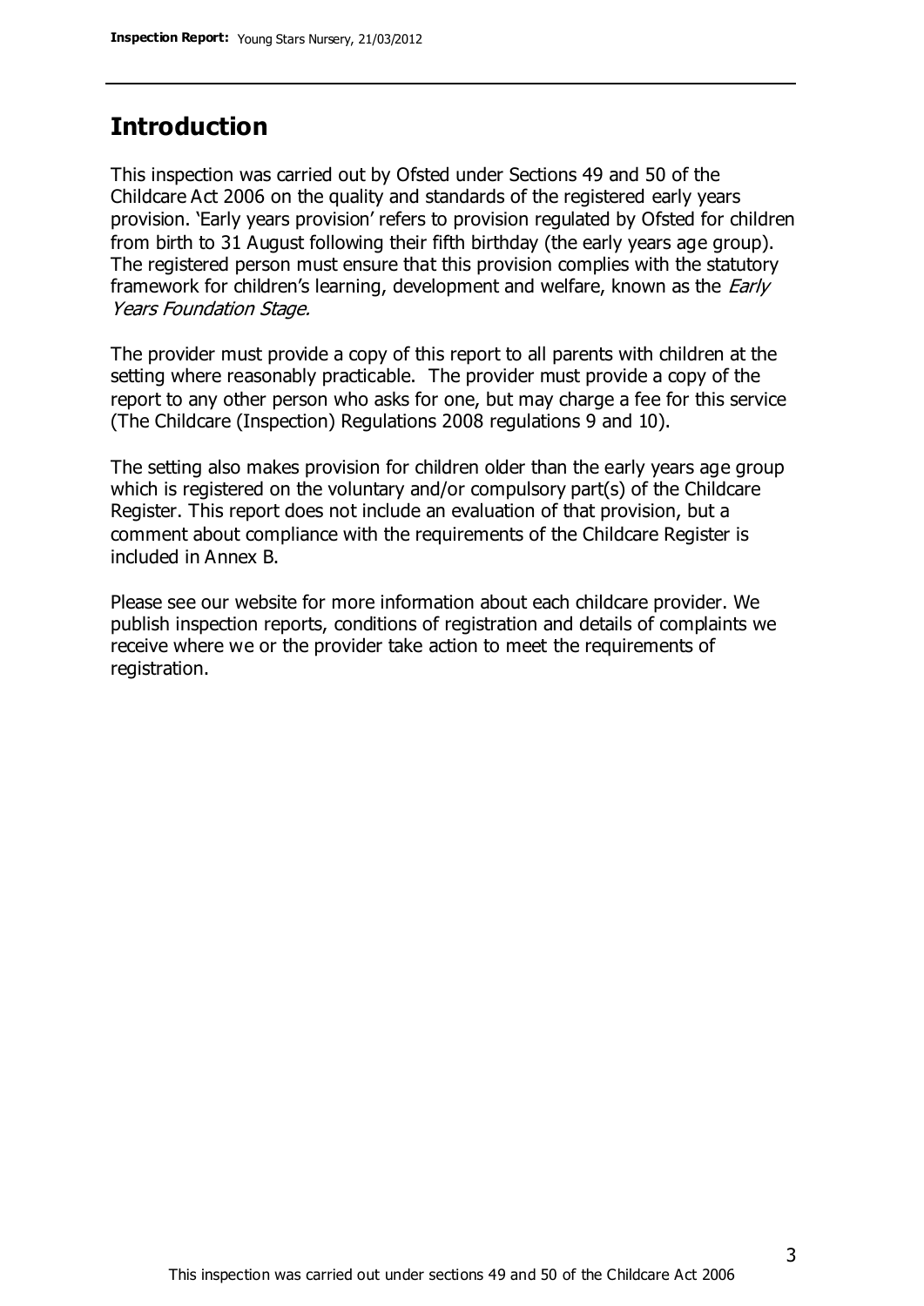## Introduction

This inspection was carried out by Ofsted under Sections 49 and 50 of the Childcare Act 2006 on the quality and standards of the registered early years provision. 'Early years provision' refers to provision regulated by Ofsted for children from birth to 31 August following their fifth birthday (the early years age group). The registered person must ensure that this provision complies with the statutory framework for children's learning, development and welfare, known as the *Early Years Foundation Stage*.

The provider must provide a copy of this report to all parents with children at the setting where reasonably practicable. The provider must provide a copy of the report to any other person who asks for one, but may charge a fee for this service (The Childcare (Inspection) Regulations 2008 regulations 9 and 10).

The setting also makes provision for children older than the early years age group which is registered on the voluntary and/or compulsory part(s) of the Childcare Register. This report does not include an evaluation of that provision, but a comment about compliance with the requirements of the Childcare Register is included in Annex B.

Please see our website for more information about each childcare provider. We publish inspection reports, conditions of registration and details of complaints we receive where we or the provider take action to meet the requirements of registration.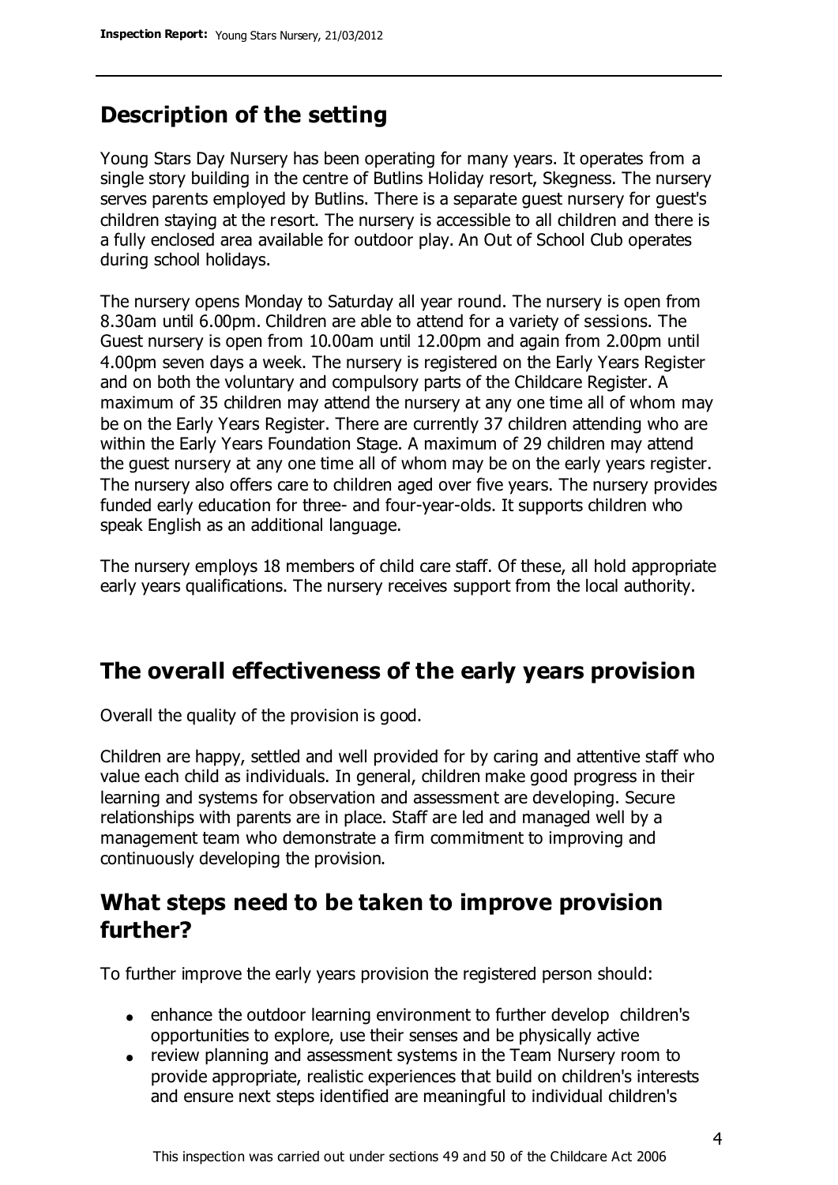## Description of the setting

Young Stars Day Nursery has been operating for many years. It operates from a single story building in the centre of Butlins Holiday resort, Skegness. The nursery serves parents employed by Butlins. There is a separate guest nursery for guest's children staying at the resort. The nursery is accessible to all children and there is a fully enclosed area available for outdoor play. An Out of School Club operates during school holidays.

The nursery opens Monday to Saturday all year round. The nursery is open from 8.30am until 6.00pm. Children are able to attend for a variety of sessions. The Guest nursery is open from 10.00am until 12.00pm and again from 2.00pm until 4.00pm seven days a week. The nursery is registered on the Early Years Register and on both the voluntary and compulsory parts of the Childcare Register. A maximum of 35 children may attend the nursery at any one time all of whom may be on the Early Years Register. There are currently 37 children attending who are within the Early Years Foundation Stage. A maximum of 29 children may attend the guest nursery at any one time all of whom may be on the early years register. The nursery also offers care to children aged over five years. The nursery provides funded early education for three- and four-year-olds. It supports children who speak English as an additional language.

The nursery employs 18 members of child care staff. Of these, all hold appropriate early years qualifications. The nursery receives support from the local authority.

## The overall effectiveness of the early years provision

Overall the quality of the provision is good.

Children are happy, settled and well provided for by caring and attentive staff who value each child as individuals. In general, children make good progress in their learning and systems for observation and assessment are developing. Secure relationships with parents are in place. Staff are led and managed well by a management team who demonstrate a firm commitment to improving and continuously developing the provision.

## What steps need to be taken to improve provision further?

To further improve the early years provision the registered person should:

- enhance the outdoor learning environment to further develop children's opportunities to explore, use their senses and be physically active
- review planning and assessment systems in the Team Nursery room to provide appropriate, realistic experiences that build on children's interests and ensure next steps identified are meaningful to individual children's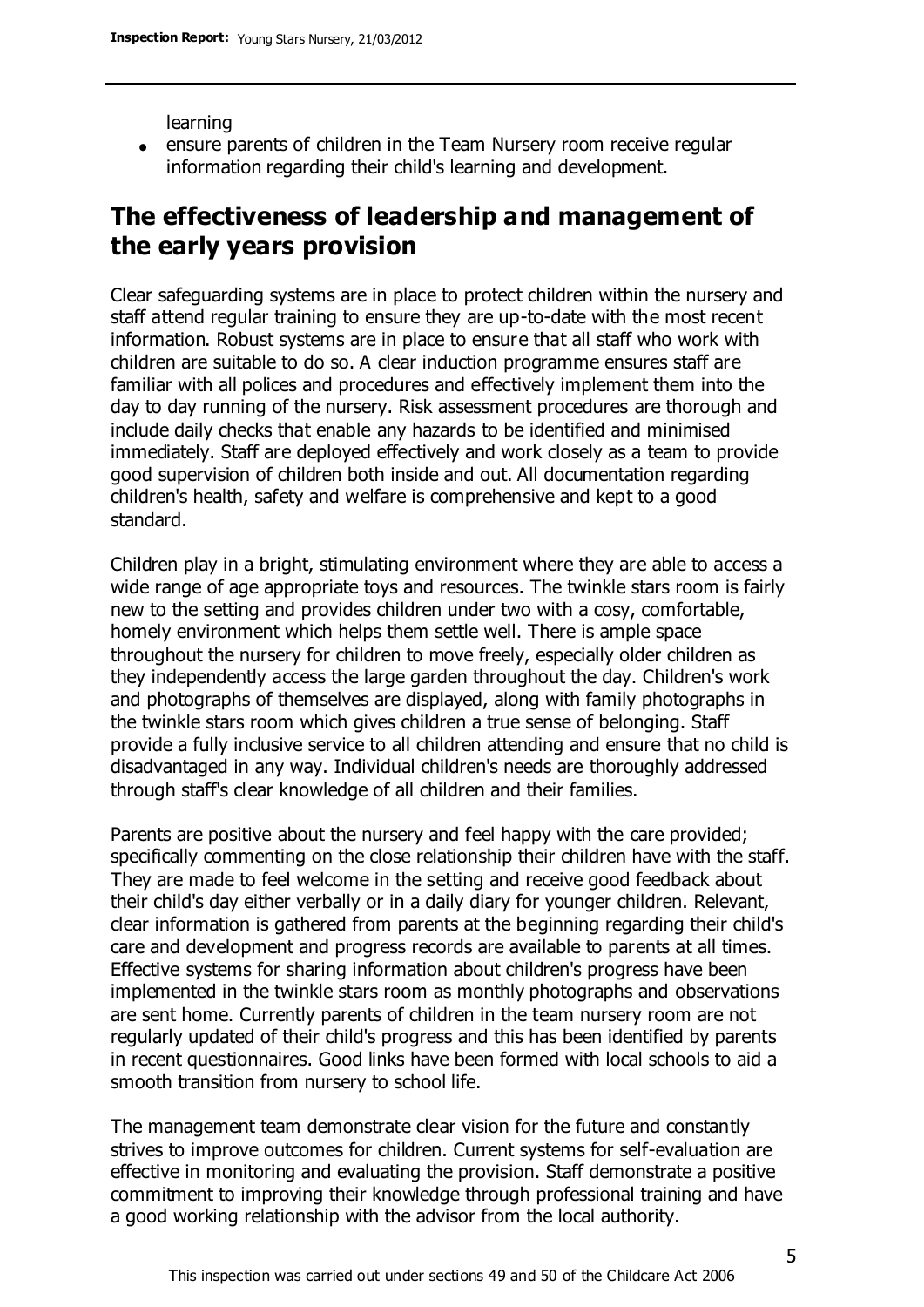learning

- ensure parents of children in the Team Nursery room receive regular information regarding their child's learning and development.

## The effectiveness of leadership and management of the early years provision

Clear safeguarding systems are in place to protect children within the nursery and staff attend regular training to ensure they are up-to-date with the most recent information. Robust systems are in place to ensure that all staff who work with children are suitable to do so. A clear induction programme ensures staff are familiar with all polices and procedures and effectively implement them into the day to day running of the nursery. Risk assessment procedures are thorough and include daily checks that enable any hazards to be identified and minimised immediately. Staff are deployed effectively and work closely as a team to provide good supervision of children both inside and out. All documentation regarding children's health, safety and welfare is comprehensive and kept to a good standard.

Children play in a bright, stimulating environment where they are able to access a wide range of age appropriate toys and resources. The twinkle stars room is fairly new to the setting and provides children under two with a cosy, comfortable, homely environment which helps them settle well. There is ample space throughout the nursery for children to move freely, especially older children as they independently access the large garden throughout the day. Children's work and photographs of themselves are displayed, along with family photographs in the twinkle stars room which gives children a true sense of belonging. Staff provide a fully inclusive service to all children attending and ensure that no child is disadvantaged in any way. Individual children's needs are thoroughly addressed through staff's clear knowledge of all children and their families.

Parents are positive about the nursery and feel happy with the care provided; specifically commenting on the close relationship their children have with the staff. They are made to feel welcome in the setting and receive good feedback about their child's day either verbally or in a daily diary for younger children. Relevant, clear information is gathered from parents at the beginning regarding their child's care and development and progress records are available to parents at all times. Effective systems for sharing information about children's progress have been implemented in the twinkle stars room as monthly photographs and observations are sent home. Currently parents of children in the team nursery room are not regularly updated of their child's progress and this has been identified by parents in recent questionnaires. Good links have been formed with local schools to aid a smooth transition from nursery to school life.

The management team demonstrate clear vision for the future and constantly strives to improve outcomes for children. Current systems for self-evaluation are effective in monitoring and evaluating the provision. Staff demonstrate a positive commitment to improving their knowledge through professional training and have a good working relationship with the advisor from the local authority.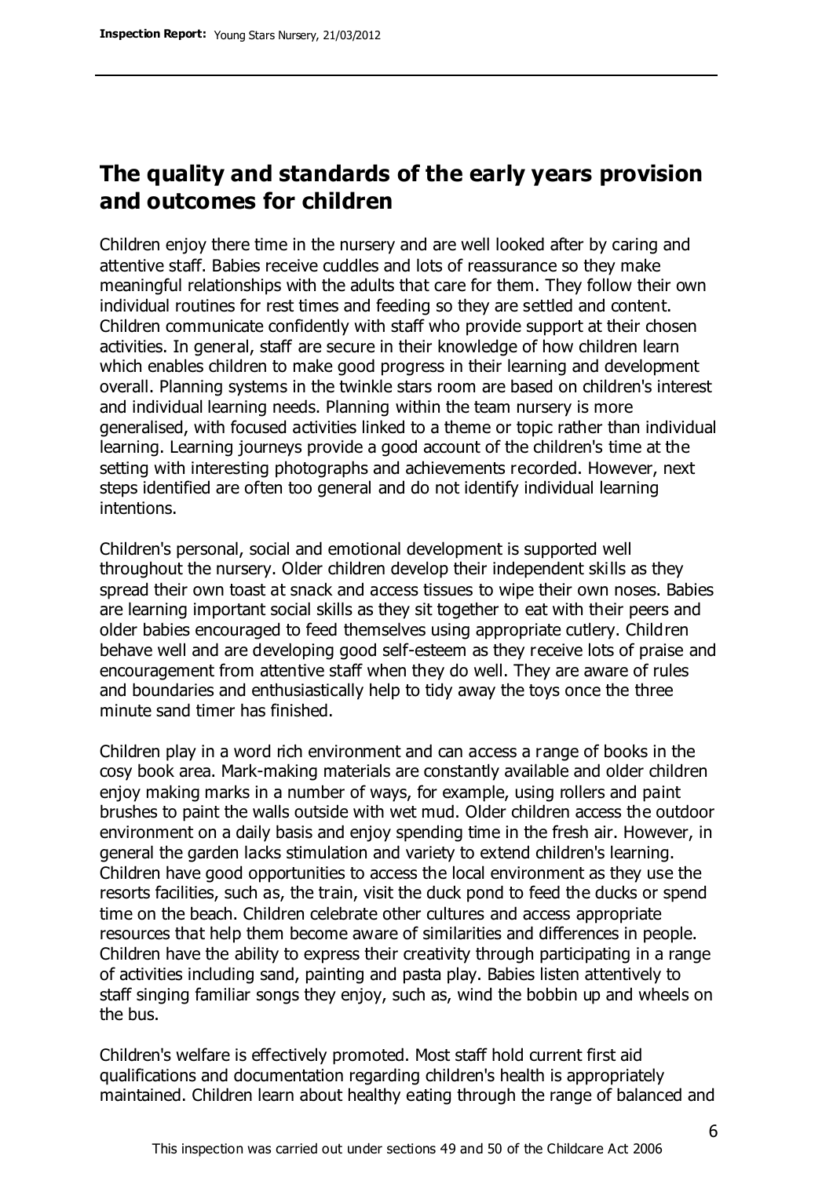## The quality and standards of the early years provision and outcomes for children

Children enjoy there time in the nursery and are well looked after by caring and attentive staff. Babies receive cuddles and lots of reassurance so they make meaningful relationships with the adults that care for them. They follow their own individual routines for rest times and feeding so they are settled and content. Children communicate confidently with staff who provide support at their chosen activities. In general, staff are secure in their knowledge of how children learn which enables children to make good progress in their learning and development overall. Planning systems in the twinkle stars room are based on children's interest and individual learning needs. Planning within the team nursery is more generalised, with focused activities linked to a theme or topic rather than individual learning. Learning journeys provide a good account of the children's time at the setting with interesting photographs and achievements recorded. However, next steps identified are often too general and do not identify individual learning intentions.

Children's personal, social and emotional development is supported well throughout the nursery. Older children develop their independent skills as they spread their own toast at snack and access tissues to wipe their own noses. Babies are learning important social skills as they sit together to eat with their peers and older babies encouraged to feed themselves using appropriate cutlery. Children behave well and are developing good self-esteem as they receive lots of praise and encouragement from attentive staff when they do well. They are aware of rules and boundaries and enthusiastically help to tidy away the toys once the three minute sand timer has finished.

Children play in a word rich environment and can access a range of books in the cosy book area. Mark-making materials are constantly available and older children enjoy making marks in a number of ways, for example, using rollers and paint brushes to paint the walls outside with wet mud. Older children access the outdoor environment on a daily basis and enjoy spending time in the fresh air. However, in general the garden lacks stimulation and variety to extend children's learning. Children have good opportunities to access the local environment as they use the resorts facilities, such as, the train, visit the duck pond to feed the ducks or spend time on the beach. Children celebrate other cultures and access appropriate resources that help them become aware of similarities and differences in people. Children have the ability to express their creativity through participating in a range of activities including sand, painting and pasta play. Babies listen attentively to staff singing familiar songs they enjoy, such as, wind the bobbin up and wheels on the bus.

Children's welfare is effectively promoted. Most staff hold current first aid qualifications and documentation regarding children's health is appropriately maintained. Children learn about healthy eating through the range of balanced and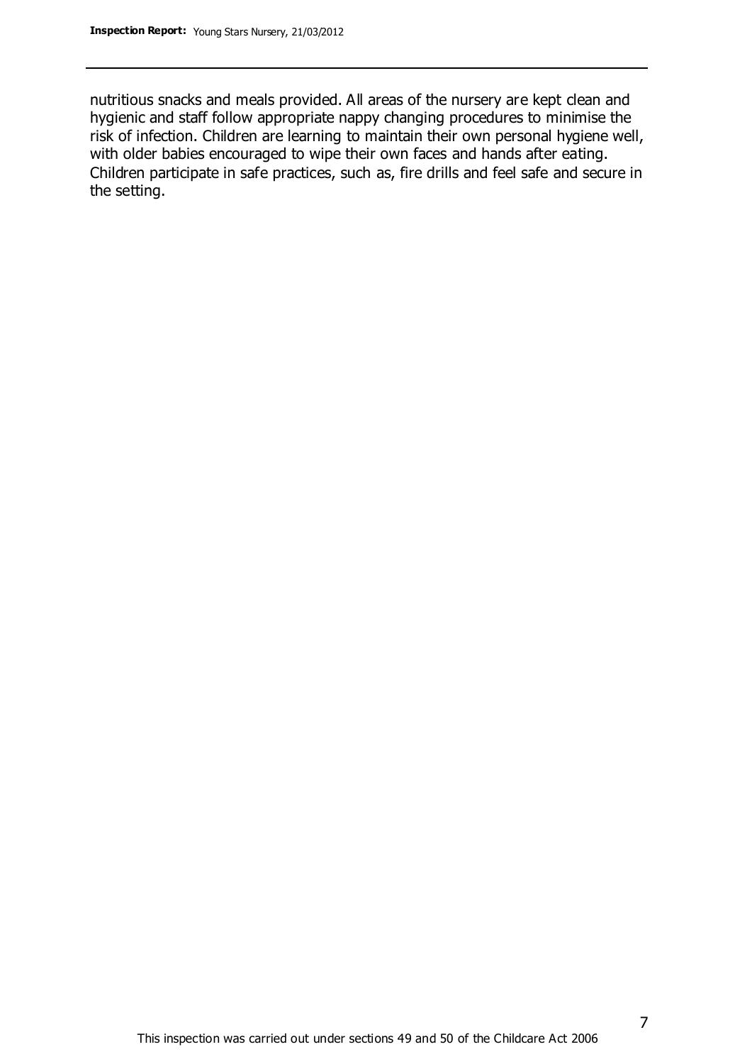nutritious snacks and meals provided. All areas of the nursery are kept clean and hygienic and staff follow appropriate nappy changing procedures to minimise the risk of infection. Children are learning to maintain their own personal hygiene well, with older babies encouraged to wipe their own faces and hands after eating. Children participate in safe practices, such as, fire drills and feel safe and secure in the setting.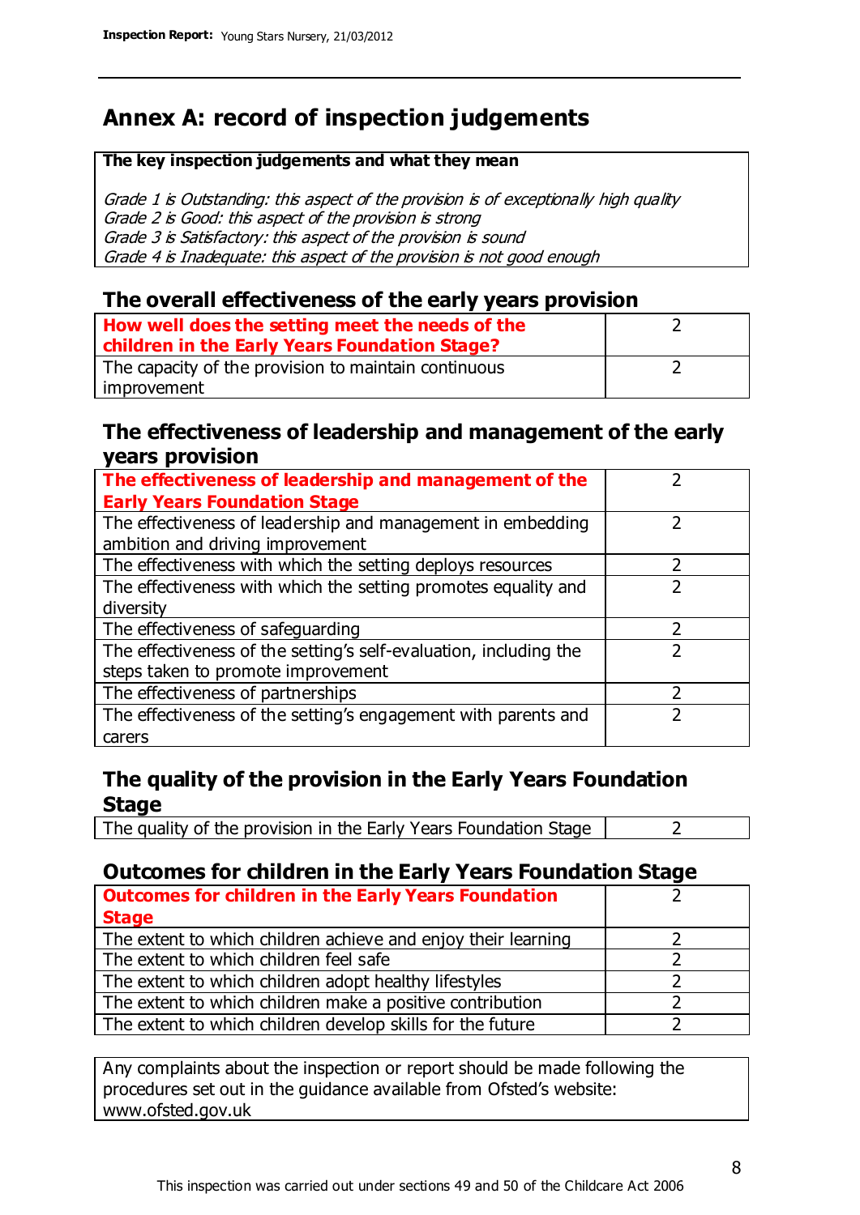# Annex A: record of inspection judgements

| The key inspection judgements and what they mean |
|---|
| *Grade 1 is Outstanding: this aspect of the provision is of exceptionally high quality*<br>*Grade 2 is Good: this aspect of the provision is strong*<br>*Grade 3 is Satisfactory: this aspect of the provision is sound*<br>*Grade 4 is Inadequate: this aspect of the provision is not good enough* |

## The overall effectiveness of the early years provision

| | |
|---|---|
| **How well does the setting meet the needs of the children in the Early Years Foundation Stage?** | 2 |
| The capacity of the provision to maintain continuous improvement | 2 |

## The effectiveness of leadership and management of the early years provision

| | |
|---|---|
| **The effectiveness of leadership and management of the Early Years Foundation Stage** | 2 |
| The effectiveness of leadership and management in embedding ambition and driving improvement | 2 |
| The effectiveness with which the setting deploys resources | 2 |
| The effectiveness with which the setting promotes equality and diversity | 2 |
| The effectiveness of safeguarding | 2 |
| The effectiveness of the setting's self-evaluation, including the steps taken to promote improvement | 2 |
| The effectiveness of partnerships | 2 |
| The effectiveness of the setting's engagement with parents and carers | 2 |

## The quality of the provision in the Early Years Foundation Stage

| | |
|---|---|
| The quality of the provision in the Early Years Foundation Stage | 2 |

## Outcomes for children in the Early Years Foundation Stage

| | |
|---|---|
| **Outcomes for children in the Early Years Foundation Stage** | 2 |
| The extent to which children achieve and enjoy their learning | 2 |
| The extent to which children feel safe | 2 |
| The extent to which children adopt healthy lifestyles | 2 |
| The extent to which children make a positive contribution | 2 |
| The extent to which children develop skills for the future | 2 |

Any complaints about the inspection or report should be made following the procedures set out in the guidance available from Ofsted's website: www.ofsted.gov.uk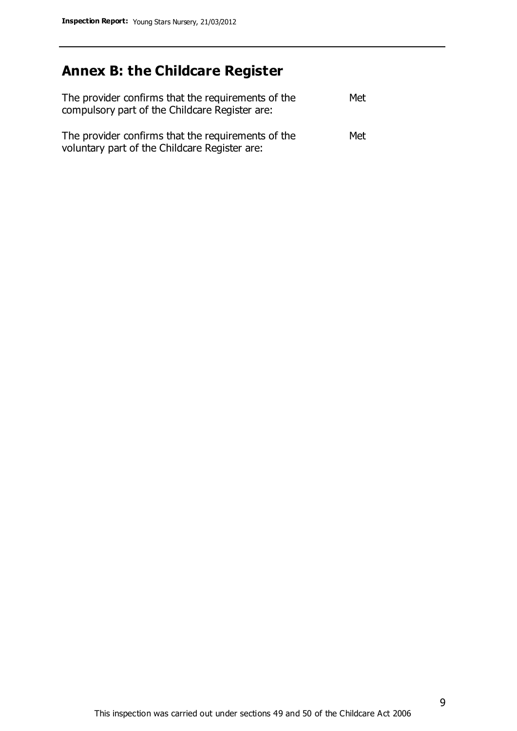## Annex B: the Childcare Register

| | |
|---|---|
| The provider confirms that the requirements of the compulsory part of the Childcare Register are: | Met |
| The provider confirms that the requirements of the voluntary part of the Childcare Register are: | Met |

This inspection was carried out under sections 49 and 50 of the Childcare Act 2006